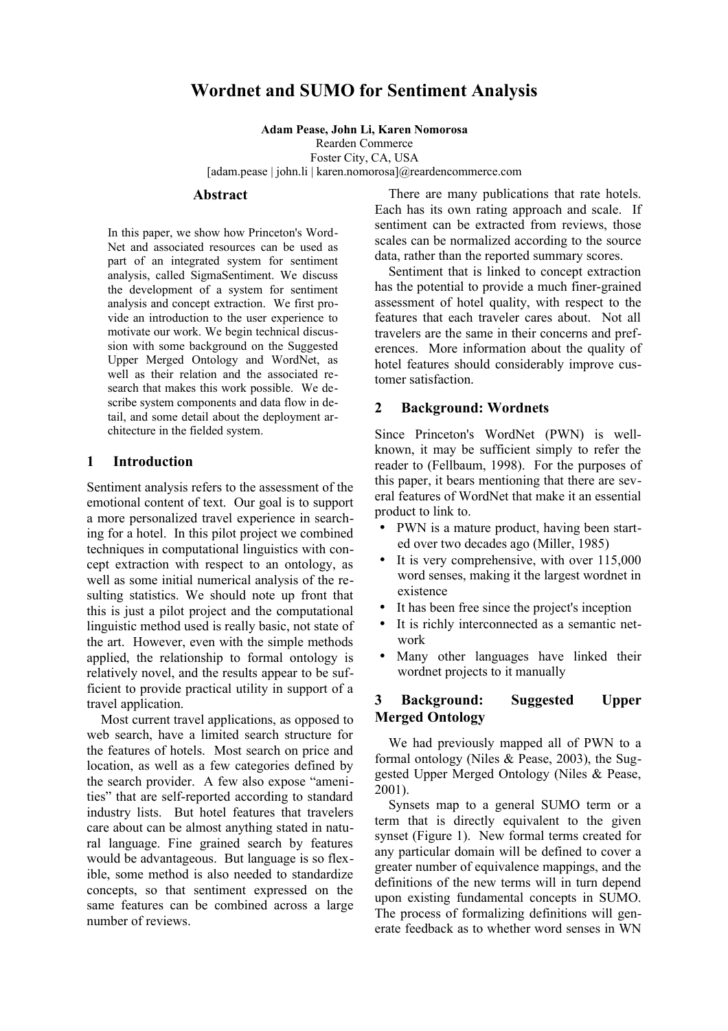# Wordnet and SUMO for Sentiment Analysis

**Adam Pease, John Li, Karen Nomorosa**
Rearden Commerce
Foster City, CA, USA
[adam.pease | john.li | karen.nomorosa]@reardencommerce.com

## Abstract

In this paper, we show how Princeton's WordNet and associated resources can be used as part of an integrated system for sentiment analysis, called SigmaSentiment. We discuss the development of a system for sentiment analysis and concept extraction. We first provide an introduction to the user experience to motivate our work. We begin technical discussion with some background on the Suggested Upper Merged Ontology and WordNet, as well as their relation and the associated research that makes this work possible. We describe system components and data flow in detail, and some detail about the deployment architecture in the fielded system.

## 1 Introduction

Sentiment analysis refers to the assessment of the emotional content of text. Our goal is to support a more personalized travel experience in searching for a hotel. In this pilot project we combined techniques in computational linguistics with concept extraction with respect to an ontology, as well as some initial numerical analysis of the resulting statistics. We should note up front that this is just a pilot project and the computational linguistic method used is really basic, not state of the art. However, even with the simple methods applied, the relationship to formal ontology is relatively novel, and the results appear to be sufficient to provide practical utility in support of a travel application.

Most current travel applications, as opposed to web search, have a limited search structure for the features of hotels. Most search on price and location, as well as a few categories defined by the search provider. A few also expose "amenities" that are self-reported according to standard industry lists. But hotel features that travelers care about can be almost anything stated in natural language. Fine grained search by features would be advantageous. But language is so flexible, some method is also needed to standardize concepts, so that sentiment expressed on the same features can be combined across a large number of reviews.

There are many publications that rate hotels. Each has its own rating approach and scale. If sentiment can be extracted from reviews, those scales can be normalized according to the source data, rather than the reported summary scores.

Sentiment that is linked to concept extraction has the potential to provide a much finer-grained assessment of hotel quality, with respect to the features that each traveler cares about. Not all travelers are the same in their concerns and preferences. More information about the quality of hotel features should considerably improve customer satisfaction.

## 2 Background: Wordnets

Since Princeton's WordNet (PWN) is well-known, it may be sufficient simply to refer the reader to (Fellbaum, 1998). For the purposes of this paper, it bears mentioning that there are several features of WordNet that make it an essential product to link to.

- PWN is a mature product, having been started over two decades ago (Miller, 1985)
- It is very comprehensive, with over 115,000 word senses, making it the largest wordnet in existence
- It has been free since the project's inception
- It is richly interconnected as a semantic network
- Many other languages have linked their wordnet projects to it manually

## 3 Background: Suggested Upper Merged Ontology

We had previously mapped all of PWN to a formal ontology (Niles & Pease, 2003), the Suggested Upper Merged Ontology (Niles & Pease, 2001).

Synsets map to a general SUMO term or a term that is directly equivalent to the given synset (Figure 1). New formal terms created for any particular domain will be defined to cover a greater number of equivalence mappings, and the definitions of the new terms will in turn depend upon existing fundamental concepts in SUMO. The process of formalizing definitions will generate feedback as to whether word senses in WN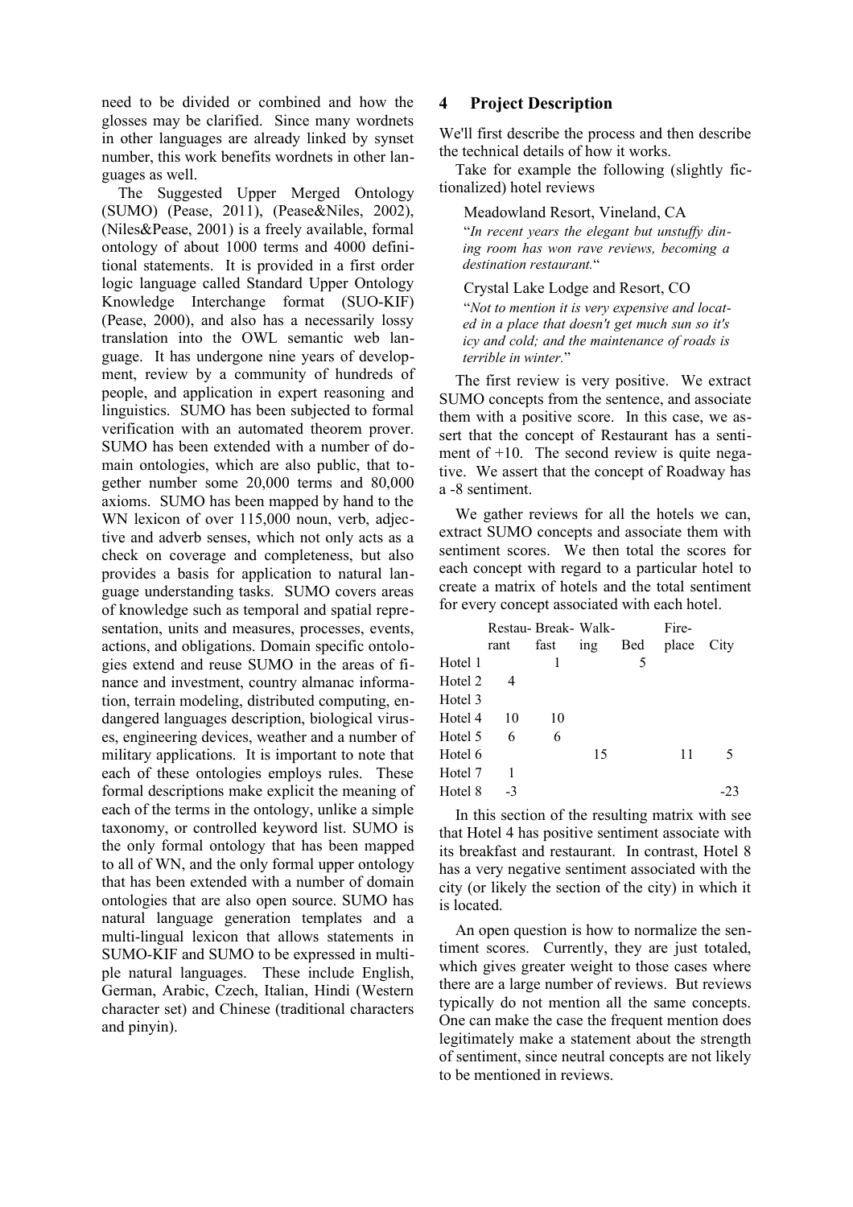need to be divided or combined and how the glosses may be clarified. Since many wordnets in other languages are already linked by synset number, this work benefits wordnets in other languages as well.

The Suggested Upper Merged Ontology (SUMO) (Pease, 2011), (Pease&Niles, 2002), (Niles&Pease, 2001) is a freely available, formal ontology of about 1000 terms and 4000 definitional statements. It is provided in a first order logic language called Standard Upper Ontology Knowledge Interchange format (SUO-KIF) (Pease, 2000), and also has a necessarily lossy translation into the OWL semantic web language. It has undergone nine years of development, review by a community of hundreds of people, and application in expert reasoning and linguistics. SUMO has been subjected to formal verification with an automated theorem prover. SUMO has been extended with a number of domain ontologies, which are also public, that together number some 20,000 terms and 80,000 axioms. SUMO has been mapped by hand to the WN lexicon of over 115,000 noun, verb, adjective and adverb senses, which not only acts as a check on coverage and completeness, but also provides a basis for application to natural language understanding tasks. SUMO covers areas of knowledge such as temporal and spatial representation, units and measures, processes, events, actions, and obligations. Domain specific ontologies extend and reuse SUMO in the areas of finance and investment, country almanac information, terrain modeling, distributed computing, endangered languages description, biological viruses, engineering devices, weather and a number of military applications. It is important to note that each of these ontologies employs rules. These formal descriptions make explicit the meaning of each of the terms in the ontology, unlike a simple taxonomy, or controlled keyword list. SUMO is the only formal ontology that has been mapped to all of WN, and the only formal upper ontology that has been extended with a number of domain ontologies that are also open source. SUMO has natural language generation templates and a multi-lingual lexicon that allows statements in SUMO-KIF and SUMO to be expressed in multiple natural languages. These include English, German, Arabic, Czech, Italian, Hindi (Western character set) and Chinese (traditional characters and pinyin).

## 4 Project Description

We'll first describe the process and then describe the technical details of how it works.

Take for example the following (slightly fictionalized) hotel reviews

> Meadowland Resort, Vineland, CA
>
> "*In recent years the elegant but unstuffy dining room has won rave reviews, becoming a destination restaurant.*"
>
> Crystal Lake Lodge and Resort, CO
>
> "*Not to mention it is very expensive and located in a place that doesn't get much sun so it's icy and cold; and the maintenance of roads is terrible in winter.*"

The first review is very positive. We extract SUMO concepts from the sentence, and associate them with a positive score. In this case, we assert that the concept of Restaurant has a sentiment of +10. The second review is quite negative. We assert that the concept of Roadway has a -8 sentiment.

We gather reviews for all the hotels we can, extract SUMO concepts and associate them with sentiment scores. We then total the scores for each concept with regard to a particular hotel to create a matrix of hotels and the total sentiment for every concept associated with each hotel.

| | Restaurant | Breakfast | Walking | Bed | Fireplace | City |
|---|---|---|---|---|---|---|
| Hotel 1 | | 1 | | 5 | | |
| Hotel 2 | 4 | | | | | |
| Hotel 3 | | | | | | |
| Hotel 4 | 10 | 10 | | | | |
| Hotel 5 | 6 | 6 | | | | |
| Hotel 6 | | | 15 | | 11 | 5 |
| Hotel 7 | 1 | | | | | |
| Hotel 8 | -3 | | | | | -23 |

In this section of the resulting matrix with see that Hotel 4 has positive sentiment associate with its breakfast and restaurant. In contrast, Hotel 8 has a very negative sentiment associated with the city (or likely the section of the city) in which it is located.

An open question is how to normalize the sentiment scores. Currently, they are just totaled, which gives greater weight to those cases where there are a large number of reviews. But reviews typically do not mention all the same concepts. One can make the case the frequent mention does legitimately make a statement about the strength of sentiment, since neutral concepts are not likely to be mentioned in reviews.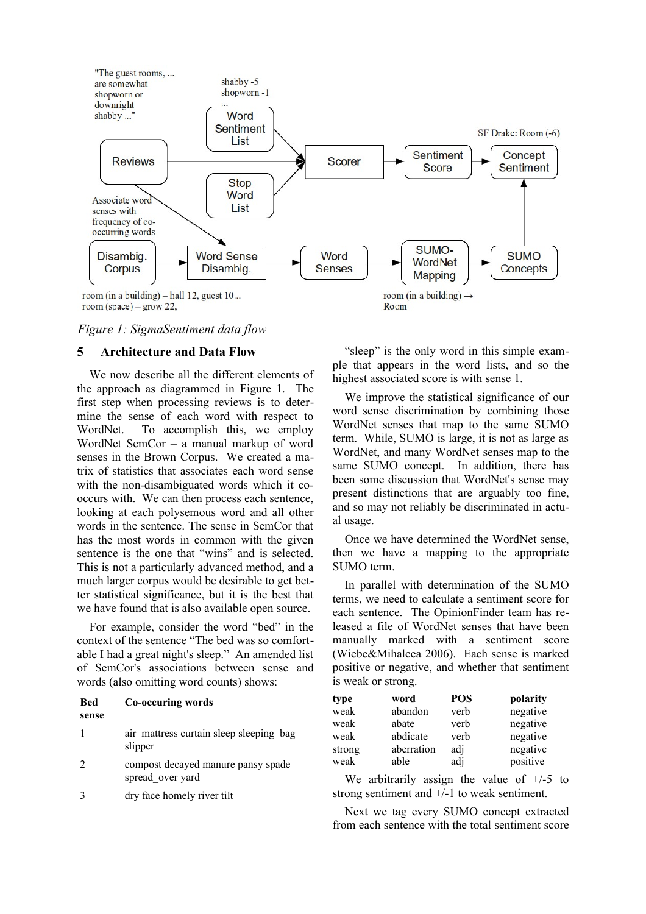Figure 1: SigmaSentiment data flow

## 5 Architecture and Data Flow

We now describe all the different elements of the approach as diagrammed in Figure 1. The first step when processing reviews is to determine the sense of each word with respect to WordNet. To accomplish this, we employ WordNet SemCor – a manual markup of word senses in the Brown Corpus. We created a matrix of statistics that associates each word sense with the non-disambiguated words which it co-occurs with. We can then process each sentence, looking at each polysemous word and all other words in the sentence. The sense in SemCor that has the most words in common with the given sentence is the one that "wins" and is selected. This is not a particularly advanced method, and a much larger corpus would be desirable to get better statistical significance, but it is the best that we have found that is also available open source.

For example, consider the word "bed" in the context of the sentence "The bed was so comfortable I had a great night's sleep." An amended list of SemCor's associations between sense and words (also omitting word counts) shows:

| Bed sense | Co-occuring words |
|---|---|
| 1 | air_mattress curtain sleep sleeping_bag slipper |
| 2 | compost decayed manure pansy spade spread_over yard |
| 3 | dry face homely river tilt |

"sleep" is the only word in this simple example that appears in the word lists, and so the highest associated score is with sense 1.

We improve the statistical significance of our word sense discrimination by combining those WordNet senses that map to the same SUMO term. While, SUMO is large, it is not as large as WordNet, and many WordNet senses map to the same SUMO concept. In addition, there has been some discussion that WordNet's sense may present distinctions that are arguably too fine, and so may not reliably be discriminated in actual usage.

Once we have determined the WordNet sense, then we have a mapping to the appropriate SUMO term.

In parallel with determination of the SUMO terms, we need to calculate a sentiment score for each sentence. The OpinionFinder team has released a file of WordNet senses that have been manually marked with a sentiment score (Wiebe&Mihalcea 2006). Each sense is marked positive or negative, and whether that sentiment is weak or strong.

| type | word | POS | polarity |
|---|---|---|---|
| weak | abandon | verb | negative |
| weak | abate | verb | negative |
| weak | abdicate | verb | negative |
| strong | aberration | adj | negative |
| weak | able | adj | positive |

We arbitrarily assign the value of +/-5 to strong sentiment and +/-1 to weak sentiment.

Next we tag every SUMO concept extracted from each sentence with the total sentiment score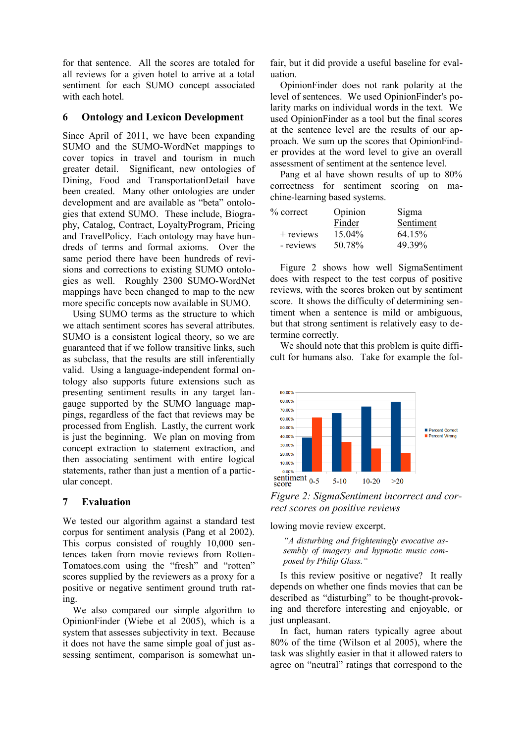for that sentence. All the scores are totaled for all reviews for a given hotel to arrive at a total sentiment for each SUMO concept associated with each hotel.

## 6 Ontology and Lexicon Development

Since April of 2011, we have been expanding SUMO and the SUMO-WordNet mappings to cover topics in travel and tourism in much greater detail. Significant, new ontologies of Dining, Food and TransportationDetail have been created. Many other ontologies are under development and are available as "beta" ontologies that extend SUMO. These include, Biography, Catalog, Contract, LoyaltyProgram, Pricing and TravelPolicy. Each ontology may have hundreds of terms and formal axioms. Over the same period there have been hundreds of revisions and corrections to existing SUMO ontologies as well. Roughly 2300 SUMO-WordNet mappings have been changed to map to the new more specific concepts now available in SUMO.

Using SUMO terms as the structure to which we attach sentiment scores has several attributes. SUMO is a consistent logical theory, so we are guaranteed that if we follow transitive links, such as subclass, that the results are still inferentially valid. Using a language-independent formal ontology also supports future extensions such as presenting sentiment results in any target language supported by the SUMO language mappings, regardless of the fact that reviews may be processed from English. Lastly, the current work is just the beginning. We plan on moving from concept extraction to statement extraction, and then associating sentiment with entire logical statements, rather than just a mention of a particular concept.

## 7 Evaluation

We tested our algorithm against a standard test corpus for sentiment analysis (Pang et al 2002). This corpus consisted of roughly 10,000 sentences taken from movie reviews from RottenTomatoes.com using the "fresh" and "rotten" scores supplied by the reviewers as a proxy for a positive or negative sentiment ground truth rating.

We also compared our simple algorithm to OpinionFinder (Wiebe et al 2005), which is a system that assesses subjectivity in text. Because it does not have the same simple goal of just assessing sentiment, comparison is somewhat unfair, but it did provide a useful baseline for evaluation.

OpinionFinder does not rank polarity at the level of sentences. We used OpinionFinder's polarity marks on individual words in the text. We used OpinionFinder as a tool but the final scores at the sentence level are the results of our approach. We sum up the scores that OpinionFinder provides at the word level to give an overall assessment of sentiment at the sentence level.

Pang et al have shown results of up to 80% correctness for sentiment scoring on machine-learning based systems.

| % correct | Opinion Finder | Sigma Sentiment |
|---|---|---|
| + reviews | 15.04% | 64.15% |
| - reviews | 50.78% | 49.39% |

Figure 2 shows how well SigmaSentiment does with respect to the test corpus of positive reviews, with the scores broken out by sentiment score. It shows the difficulty of determining sentiment when a sentence is mild or ambiguous, but that strong sentiment is relatively easy to determine correctly.

We should note that this problem is quite difficult for humans also. Take for example the following movie review excerpt.

*Figure 2: SigmaSentiment incorrect and correct scores on positive reviews*

> *"A disturbing and frighteningly evocative assembly of imagery and hypnotic music composed by Philip Glass."*

Is this review positive or negative? It really depends on whether one finds movies that can be described as "disturbing" to be thought-provoking and therefore interesting and enjoyable, or just unpleasant.

In fact, human raters typically agree about 80% of the time (Wilson et al 2005), where the task was slightly easier in that it allowed raters to agree on "neutral" ratings that correspond to the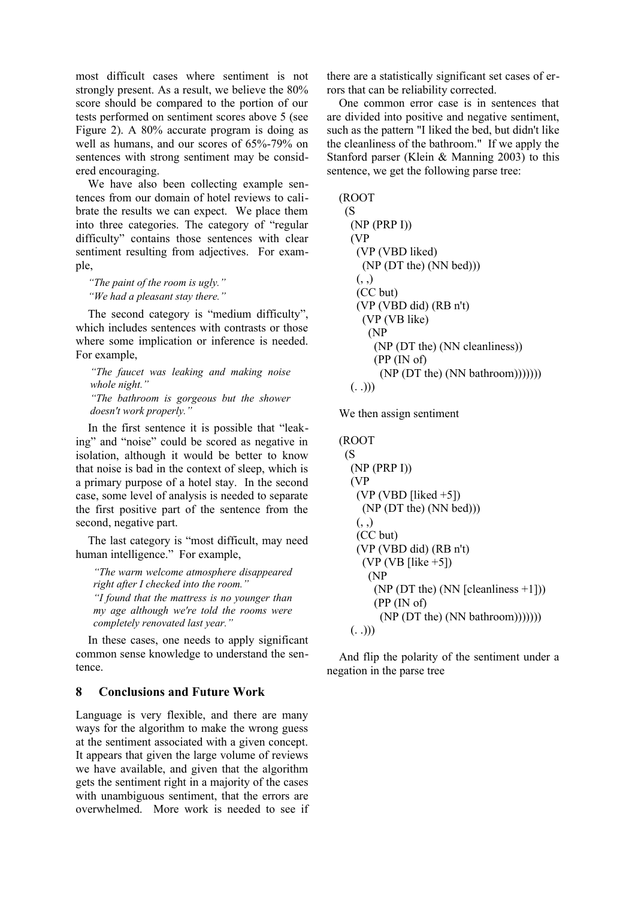most difficult cases where sentiment is not strongly present. As a result, we believe the 80% score should be compared to the portion of our tests performed on sentiment scores above 5 (see Figure 2). A 80% accurate program is doing as well as humans, and our scores of 65%-79% on sentences with strong sentiment may be considered encouraging.

We have also been collecting example sentences from our domain of hotel reviews to calibrate the results we can expect. We place them into three categories. The category of "regular difficulty" contains those sentences with clear sentiment resulting from adjectives. For example,

*"The paint of the room is ugly."*
*"We had a pleasant stay there."*

The second category is "medium difficulty", which includes sentences with contrasts or those where some implication or inference is needed. For example,

*"The faucet was leaking and making noise whole night."*
*"The bathroom is gorgeous but the shower doesn't work properly."*

In the first sentence it is possible that "leaking" and "noise" could be scored as negative in isolation, although it would be better to know that noise is bad in the context of sleep, which is a primary purpose of a hotel stay. In the second case, some level of analysis is needed to separate the first positive part of the sentence from the second, negative part.

The last category is "most difficult, may need human intelligence." For example,

*"The warm welcome atmosphere disappeared right after I checked into the room."*
*"I found that the mattress is no younger than my age although we're told the rooms were completely renovated last year."*

In these cases, one needs to apply significant common sense knowledge to understand the sentence.

## 8 Conclusions and Future Work

Language is very flexible, and there are many ways for the algorithm to make the wrong guess at the sentiment associated with a given concept. It appears that given the large volume of reviews we have available, and given that the algorithm gets the sentiment right in a majority of the cases with unambiguous sentiment, that the errors are overwhelmed. More work is needed to see if there are a statistically significant set cases of errors that can be reliability corrected.

One common error case is in sentences that are divided into positive and negative sentiment, such as the pattern "I liked the bed, but didn't like the cleanliness of the bathroom." If we apply the Stanford parser (Klein & Manning 2003) to this sentence, we get the following parse tree:

```
(ROOT
  (S
    (NP (PRP I))
    (VP
      (VP (VBD liked)
        (NP (DT the) (NN bed)))
      (, ,)
      (CC but)
      (VP (VBD did) (RB n't)
        (VP (VB like)
          (NP
            (NP (DT the) (NN cleanliness))
            (PP (IN of)
              (NP (DT the) (NN bathroom)))))))
    (. .)))
```

We then assign sentiment

```
(ROOT
  (S
    (NP (PRP I))
    (VP
      (VP (VBD [liked +5])
        (NP (DT the) (NN bed)))
      (, ,)
      (CC but)
      (VP (VBD did) (RB n't)
        (VP (VB [like +5])
          (NP
            (NP (DT the) (NN [cleanliness +1]))
            (PP (IN of)
              (NP (DT the) (NN bathroom)))))))
    (. .)))
```

And flip the polarity of the sentiment under a negation in the parse tree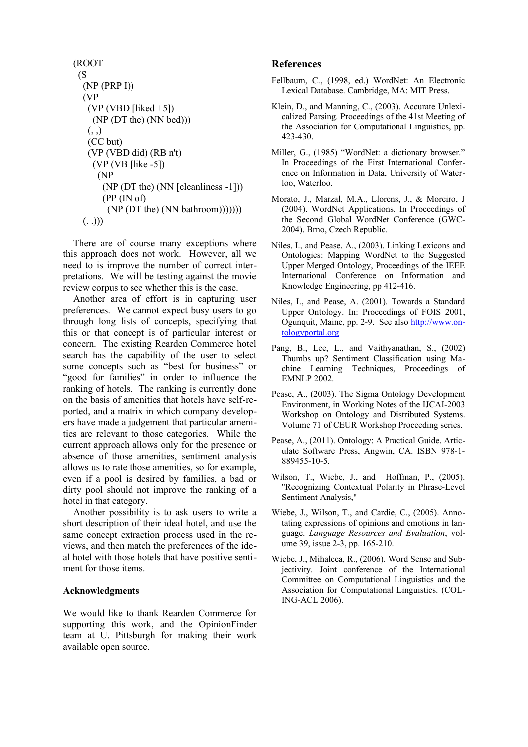```
(ROOT
 (S
  (NP (PRP I))
  (VP
   (VP (VBD [liked +5])
    (NP (DT the) (NN bed)))
   (, ,)
   (CC but)
   (VP (VBD did) (RB n't)
    (VP (VB [like -5])
     (NP
      (NP (DT the) (NN [cleanliness -1]))
      (PP (IN of)
       (NP (DT the) (NN bathroom)))))))
  (. .)))
```

There are of course many exceptions where this approach does not work. However, all we need to is improve the number of correct interpretations. We will be testing against the movie review corpus to see whether this is the case.

Another area of effort is in capturing user preferences. We cannot expect busy users to go through long lists of concepts, specifying that this or that concept is of particular interest or concern. The existing Rearden Commerce hotel search has the capability of the user to select some concepts such as "best for business" or "good for families" in order to influence the ranking of hotels. The ranking is currently done on the basis of amenities that hotels have self-reported, and a matrix in which company developers have made a judgement that particular amenities are relevant to those categories. While the current approach allows only for the presence or absence of those amenities, sentiment analysis allows us to rate those amenities, so for example, even if a pool is desired by families, a bad or dirty pool should not improve the ranking of a hotel in that category.

Another possibility is to ask users to write a short description of their ideal hotel, and use the same concept extraction process used in the reviews, and then match the preferences of the ideal hotel with those hotels that have positive sentiment for those items.

### Acknowledgments

We would like to thank Rearden Commerce for supporting this work, and the OpinionFinder team at U. Pittsburgh for making their work available open source.

## References

Fellbaum, C., (1998, ed.) WordNet: An Electronic Lexical Database. Cambridge, MA: MIT Press.

Klein, D., and Manning, C., (2003). Accurate Unlexicalized Parsing. Proceedings of the 41st Meeting of the Association for Computational Linguistics, pp. 423-430.

Miller, G., (1985) "WordNet: a dictionary browser." In Proceedings of the First International Conference on Information in Data, University of Waterloo, Waterloo.

Morato, J., Marzal, M.A., Llorens, J., & Moreiro, J (2004). WordNet Applications. In Proceedings of the Second Global WordNet Conference (GWC-2004). Brno, Czech Republic.

Niles, I., and Pease, A., (2003). Linking Lexicons and Ontologies: Mapping WordNet to the Suggested Upper Merged Ontology, Proceedings of the IEEE International Conference on Information and Knowledge Engineering, pp 412-416.

Niles, I., and Pease, A. (2001). Towards a Standard Upper Ontology. In: Proceedings of FOIS 2001, Ogunquit, Maine, pp. 2-9. See also http://www.ontologyportal.org

Pang, B., Lee, L., and Vaithyanathan, S., (2002) Thumbs up? Sentiment Classification using Machine Learning Techniques, Proceedings of EMNLP 2002.

Pease, A., (2003). The Sigma Ontology Development Environment, in Working Notes of the IJCAI-2003 Workshop on Ontology and Distributed Systems. Volume 71 of CEUR Workshop Proceeding series.

Pease, A., (2011). Ontology: A Practical Guide. Articulate Software Press, Angwin, CA. ISBN 978-1-889455-10-5.

Wilson, T., Wiebe, J., and Hoffman, P., (2005). "Recognizing Contextual Polarity in Phrase-Level Sentiment Analysis,"

Wiebe, J., Wilson, T., and Cardie, C., (2005). Annotating expressions of opinions and emotions in language. *Language Resources and Evaluation*, volume 39, issue 2-3, pp. 165-210.

Wiebe, J., Mihalcea, R., (2006). Word Sense and Subjectivity. Joint conference of the International Committee on Computational Linguistics and the Association for Computational Linguistics. (COLING-ACL 2006).